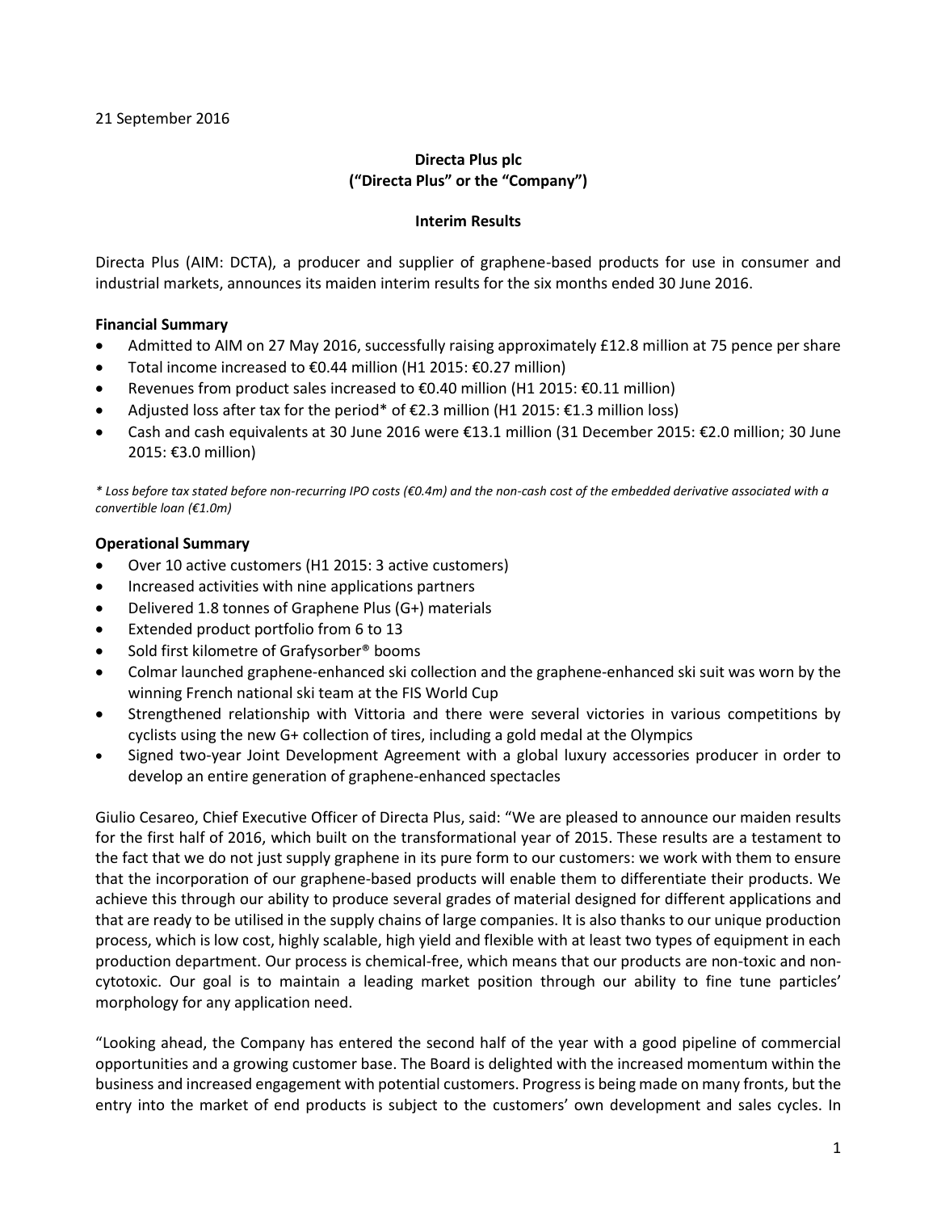21 September 2016

**Directa Plus plc**
**("Directa Plus" or the "Company")**

**Interim Results**

Directa Plus (AIM: DCTA), a producer and supplier of graphene-based products for use in consumer and industrial markets, announces its maiden interim results for the six months ended 30 June 2016.

**Financial Summary**

- Admitted to AIM on 27 May 2016, successfully raising approximately £12.8 million at 75 pence per share
- Total income increased to €0.44 million (H1 2015: €0.27 million)
- Revenues from product sales increased to €0.40 million (H1 2015: €0.11 million)
- Adjusted loss after tax for the period* of €2.3 million (H1 2015: €1.3 million loss)
- Cash and cash equivalents at 30 June 2016 were €13.1 million (31 December 2015: €2.0 million; 30 June 2015: €3.0 million)

*\* Loss before tax stated before non-recurring IPO costs (€0.4m) and the non-cash cost of the embedded derivative associated with a convertible loan (€1.0m)*

**Operational Summary**

- Over 10 active customers (H1 2015: 3 active customers)
- Increased activities with nine applications partners
- Delivered 1.8 tonnes of Graphene Plus (G+) materials
- Extended product portfolio from 6 to 13
- Sold first kilometre of Grafysorber® booms
- Colmar launched graphene-enhanced ski collection and the graphene-enhanced ski suit was worn by the winning French national ski team at the FIS World Cup
- Strengthened relationship with Vittoria and there were several victories in various competitions by cyclists using the new G+ collection of tires, including a gold medal at the Olympics
- Signed two-year Joint Development Agreement with a global luxury accessories producer in order to develop an entire generation of graphene-enhanced spectacles

Giulio Cesareo, Chief Executive Officer of Directa Plus, said: "We are pleased to announce our maiden results for the first half of 2016, which built on the transformational year of 2015. These results are a testament to the fact that we do not just supply graphene in its pure form to our customers: we work with them to ensure that the incorporation of our graphene-based products will enable them to differentiate their products. We achieve this through our ability to produce several grades of material designed for different applications and that are ready to be utilised in the supply chains of large companies. It is also thanks to our unique production process, which is low cost, highly scalable, high yield and flexible with at least two types of equipment in each production department. Our process is chemical-free, which means that our products are non-toxic and non-cytotoxic. Our goal is to maintain a leading market position through our ability to fine tune particles' morphology for any application need.

"Looking ahead, the Company has entered the second half of the year with a good pipeline of commercial opportunities and a growing customer base. The Board is delighted with the increased momentum within the business and increased engagement with potential customers. Progress is being made on many fronts, but the entry into the market of end products is subject to the customers' own development and sales cycles. In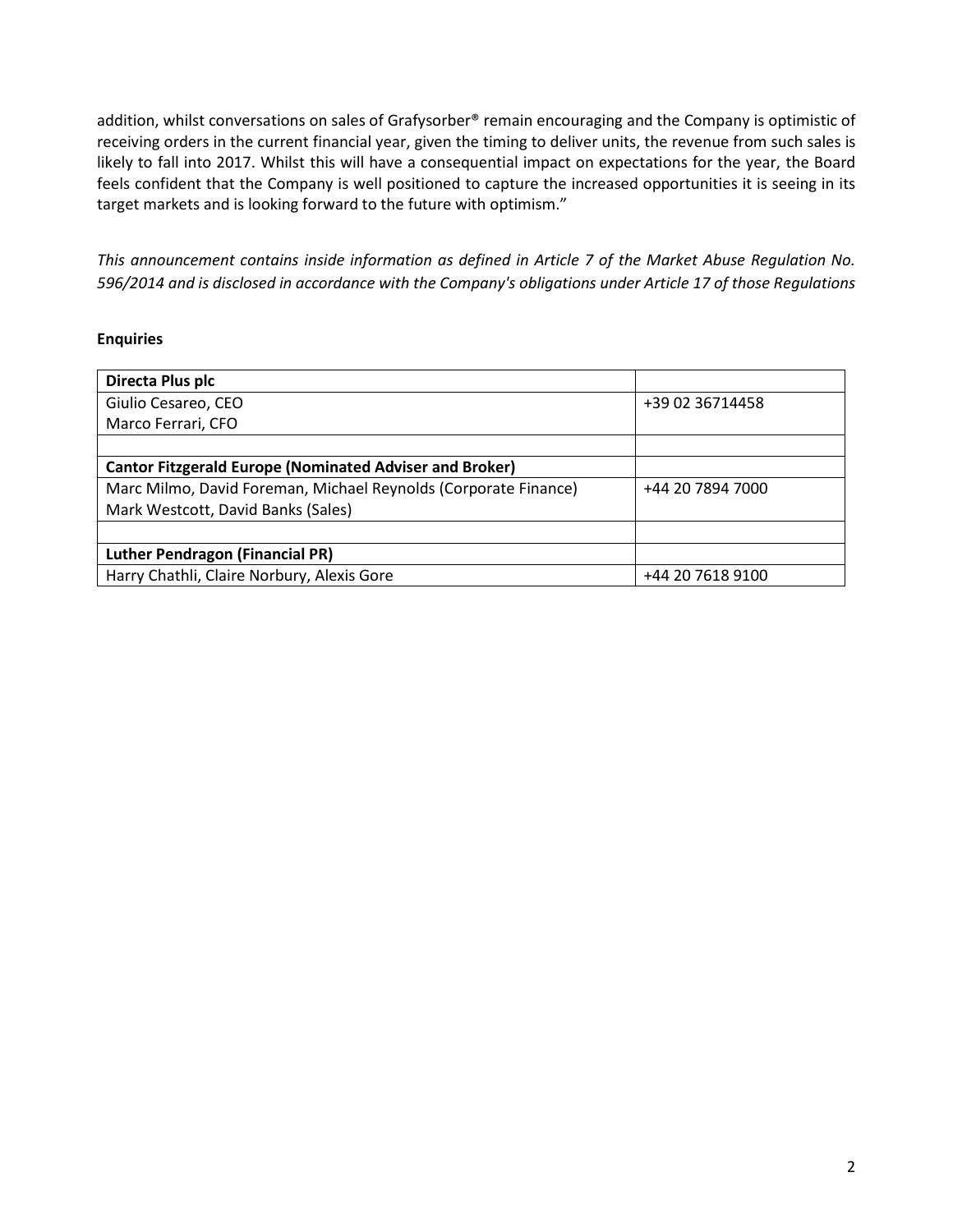addition, whilst conversations on sales of Grafysorber® remain encouraging and the Company is optimistic of receiving orders in the current financial year, given the timing to deliver units, the revenue from such sales is likely to fall into 2017. Whilst this will have a consequential impact on expectations for the year, the Board feels confident that the Company is well positioned to capture the increased opportunities it is seeing in its target markets and is looking forward to the future with optimism."

*This announcement contains inside information as defined in Article 7 of the Market Abuse Regulation No. 596/2014 and is disclosed in accordance with the Company's obligations under Article 17 of those Regulations*

**Enquiries**

| **Directa Plus plc** | |
|---|---|
| Giulio Cesareo, CEO<br>Marco Ferrari, CFO | +39 02 36714458 |
| | |
| **Cantor Fitzgerald Europe (Nominated Adviser and Broker)** | |
| Marc Milmo, David Foreman, Michael Reynolds (Corporate Finance)<br>Mark Westcott, David Banks (Sales) | +44 20 7894 7000 |
| | |
| **Luther Pendragon (Financial PR)** | |
| Harry Chathli, Claire Norbury, Alexis Gore | +44 20 7618 9100 |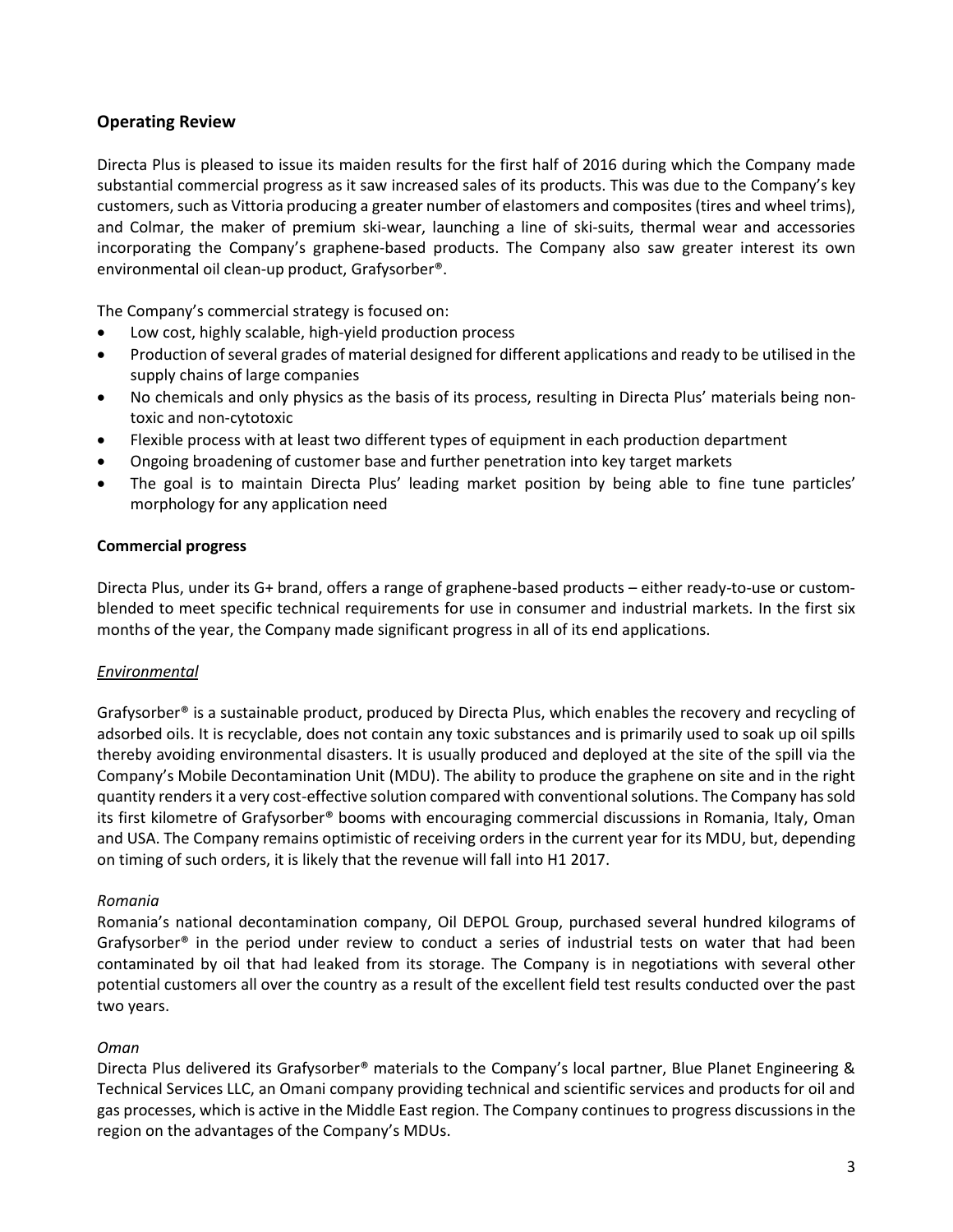## Operating Review

Directa Plus is pleased to issue its maiden results for the first half of 2016 during which the Company made substantial commercial progress as it saw increased sales of its products. This was due to the Company's key customers, such as Vittoria producing a greater number of elastomers and composites (tires and wheel trims), and Colmar, the maker of premium ski-wear, launching a line of ski-suits, thermal wear and accessories incorporating the Company's graphene-based products. The Company also saw greater interest its own environmental oil clean-up product, Grafysorber®.

The Company's commercial strategy is focused on:

- Low cost, highly scalable, high-yield production process
- Production of several grades of material designed for different applications and ready to be utilised in the supply chains of large companies
- No chemicals and only physics as the basis of its process, resulting in Directa Plus' materials being non-toxic and non-cytotoxic
- Flexible process with at least two different types of equipment in each production department
- Ongoing broadening of customer base and further penetration into key target markets
- The goal is to maintain Directa Plus' leading market position by being able to fine tune particles' morphology for any application need

### Commercial progress

Directa Plus, under its G+ brand, offers a range of graphene-based products – either ready-to-use or custom-blended to meet specific technical requirements for use in consumer and industrial markets. In the first six months of the year, the Company made significant progress in all of its end applications.

#### *Environmental*

Grafysorber® is a sustainable product, produced by Directa Plus, which enables the recovery and recycling of adsorbed oils. It is recyclable, does not contain any toxic substances and is primarily used to soak up oil spills thereby avoiding environmental disasters. It is usually produced and deployed at the site of the spill via the Company's Mobile Decontamination Unit (MDU). The ability to produce the graphene on site and in the right quantity renders it a very cost-effective solution compared with conventional solutions. The Company has sold its first kilometre of Grafysorber® booms with encouraging commercial discussions in Romania, Italy, Oman and USA. The Company remains optimistic of receiving orders in the current year for its MDU, but, depending on timing of such orders, it is likely that the revenue will fall into H1 2017.

*Romania*

Romania's national decontamination company, Oil DEPOL Group, purchased several hundred kilograms of Grafysorber® in the period under review to conduct a series of industrial tests on water that had been contaminated by oil that had leaked from its storage. The Company is in negotiations with several other potential customers all over the country as a result of the excellent field test results conducted over the past two years.

*Oman*

Directa Plus delivered its Grafysorber® materials to the Company's local partner, Blue Planet Engineering & Technical Services LLC, an Omani company providing technical and scientific services and products for oil and gas processes, which is active in the Middle East region. The Company continues to progress discussions in the region on the advantages of the Company's MDUs.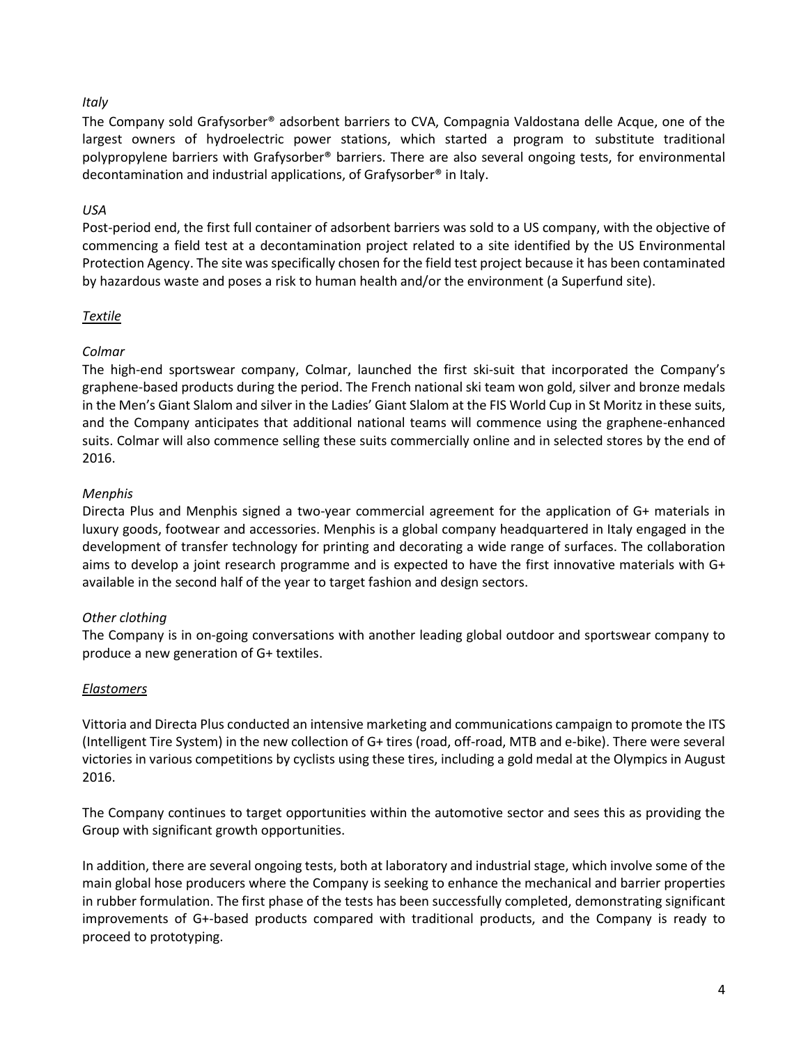*Italy*

The Company sold Grafysorber® adsorbent barriers to CVA, Compagnia Valdostana delle Acque, one of the largest owners of hydroelectric power stations, which started a program to substitute traditional polypropylene barriers with Grafysorber® barriers. There are also several ongoing tests, for environmental decontamination and industrial applications, of Grafysorber® in Italy.

*USA*

Post-period end, the first full container of adsorbent barriers was sold to a US company, with the objective of commencing a field test at a decontamination project related to a site identified by the US Environmental Protection Agency. The site was specifically chosen for the field test project because it has been contaminated by hazardous waste and poses a risk to human health and/or the environment (a Superfund site).

<u>*Textile*</u>

*Colmar*

The high-end sportswear company, Colmar, launched the first ski-suit that incorporated the Company's graphene-based products during the period. The French national ski team won gold, silver and bronze medals in the Men's Giant Slalom and silver in the Ladies' Giant Slalom at the FIS World Cup in St Moritz in these suits, and the Company anticipates that additional national teams will commence using the graphene-enhanced suits. Colmar will also commence selling these suits commercially online and in selected stores by the end of 2016.

*Menphis*

Directa Plus and Menphis signed a two-year commercial agreement for the application of G+ materials in luxury goods, footwear and accessories. Menphis is a global company headquartered in Italy engaged in the development of transfer technology for printing and decorating a wide range of surfaces. The collaboration aims to develop a joint research programme and is expected to have the first innovative materials with G+ available in the second half of the year to target fashion and design sectors.

*Other clothing*

The Company is in on-going conversations with another leading global outdoor and sportswear company to produce a new generation of G+ textiles.

<u>*Elastomers*</u>

Vittoria and Directa Plus conducted an intensive marketing and communications campaign to promote the ITS (Intelligent Tire System) in the new collection of G+ tires (road, off-road, MTB and e-bike). There were several victories in various competitions by cyclists using these tires, including a gold medal at the Olympics in August 2016.

The Company continues to target opportunities within the automotive sector and sees this as providing the Group with significant growth opportunities.

In addition, there are several ongoing tests, both at laboratory and industrial stage, which involve some of the main global hose producers where the Company is seeking to enhance the mechanical and barrier properties in rubber formulation. The first phase of the tests has been successfully completed, demonstrating significant improvements of G+-based products compared with traditional products, and the Company is ready to proceed to prototyping.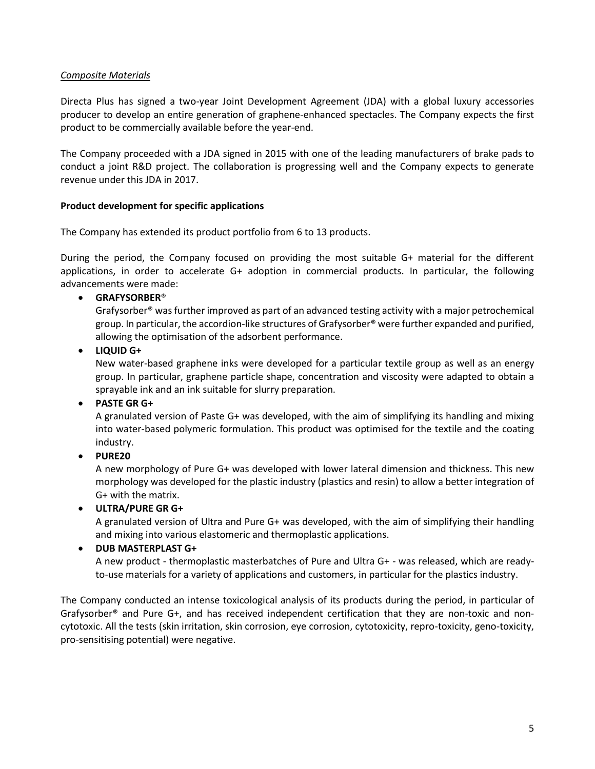*Composite Materials*

Directa Plus has signed a two-year Joint Development Agreement (JDA) with a global luxury accessories producer to develop an entire generation of graphene-enhanced spectacles. The Company expects the first product to be commercially available before the year-end.

The Company proceeded with a JDA signed in 2015 with one of the leading manufacturers of brake pads to conduct a joint R&D project. The collaboration is progressing well and the Company expects to generate revenue under this JDA in 2017.

**Product development for specific applications**

The Company has extended its product portfolio from 6 to 13 products.

During the period, the Company focused on providing the most suitable G+ material for the different applications, in order to accelerate G+ adoption in commercial products. In particular, the following advancements were made:

- **GRAFYSORBER®**
  Grafysorber® was further improved as part of an advanced testing activity with a major petrochemical group. In particular, the accordion-like structures of Grafysorber® were further expanded and purified, allowing the optimisation of the adsorbent performance.
- **LIQUID G+**
  New water-based graphene inks were developed for a particular textile group as well as an energy group. In particular, graphene particle shape, concentration and viscosity were adapted to obtain a sprayable ink and an ink suitable for slurry preparation.
- **PASTE GR G+**
  A granulated version of Paste G+ was developed, with the aim of simplifying its handling and mixing into water-based polymeric formulation. This product was optimised for the textile and the coating industry.
- **PURE20**
  A new morphology of Pure G+ was developed with lower lateral dimension and thickness. This new morphology was developed for the plastic industry (plastics and resin) to allow a better integration of G+ with the matrix.
- **ULTRA/PURE GR G+**
  A granulated version of Ultra and Pure G+ was developed, with the aim of simplifying their handling and mixing into various elastomeric and thermoplastic applications.
- **DUB MASTERPLAST G+**
  A new product - thermoplastic masterbatches of Pure and Ultra G+ - was released, which are ready-to-use materials for a variety of applications and customers, in particular for the plastics industry.

The Company conducted an intense toxicological analysis of its products during the period, in particular of Grafysorber® and Pure G+, and has received independent certification that they are non-toxic and non-cytotoxic. All the tests (skin irritation, skin corrosion, eye corrosion, cytotoxicity, repro-toxicity, geno-toxicity, pro-sensitising potential) were negative.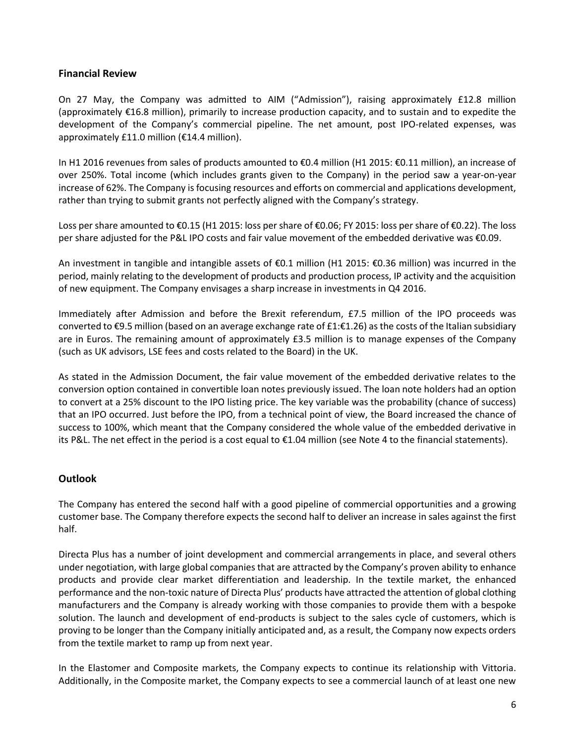## Financial Review

On 27 May, the Company was admitted to AIM ("Admission"), raising approximately £12.8 million (approximately €16.8 million), primarily to increase production capacity, and to sustain and to expedite the development of the Company's commercial pipeline. The net amount, post IPO-related expenses, was approximately £11.0 million (€14.4 million).

In H1 2016 revenues from sales of products amounted to €0.4 million (H1 2015: €0.11 million), an increase of over 250%. Total income (which includes grants given to the Company) in the period saw a year-on-year increase of 62%. The Company is focusing resources and efforts on commercial and applications development, rather than trying to submit grants not perfectly aligned with the Company's strategy.

Loss per share amounted to €0.15 (H1 2015: loss per share of €0.06; FY 2015: loss per share of €0.22). The loss per share adjusted for the P&L IPO costs and fair value movement of the embedded derivative was €0.09.

An investment in tangible and intangible assets of €0.1 million (H1 2015: €0.36 million) was incurred in the period, mainly relating to the development of products and production process, IP activity and the acquisition of new equipment. The Company envisages a sharp increase in investments in Q4 2016.

Immediately after Admission and before the Brexit referendum, £7.5 million of the IPO proceeds was converted to €9.5 million (based on an average exchange rate of £1:€1.26) as the costs of the Italian subsidiary are in Euros. The remaining amount of approximately £3.5 million is to manage expenses of the Company (such as UK advisors, LSE fees and costs related to the Board) in the UK.

As stated in the Admission Document, the fair value movement of the embedded derivative relates to the conversion option contained in convertible loan notes previously issued. The loan note holders had an option to convert at a 25% discount to the IPO listing price. The key variable was the probability (chance of success) that an IPO occurred. Just before the IPO, from a technical point of view, the Board increased the chance of success to 100%, which meant that the Company considered the whole value of the embedded derivative in its P&L. The net effect in the period is a cost equal to €1.04 million (see Note 4 to the financial statements).

## Outlook

The Company has entered the second half with a good pipeline of commercial opportunities and a growing customer base. The Company therefore expects the second half to deliver an increase in sales against the first half.

Directa Plus has a number of joint development and commercial arrangements in place, and several others under negotiation, with large global companies that are attracted by the Company's proven ability to enhance products and provide clear market differentiation and leadership. In the textile market, the enhanced performance and the non-toxic nature of Directa Plus' products have attracted the attention of global clothing manufacturers and the Company is already working with those companies to provide them with a bespoke solution. The launch and development of end-products is subject to the sales cycle of customers, which is proving to be longer than the Company initially anticipated and, as a result, the Company now expects orders from the textile market to ramp up from next year.

In the Elastomer and Composite markets, the Company expects to continue its relationship with Vittoria. Additionally, in the Composite market, the Company expects to see a commercial launch of at least one new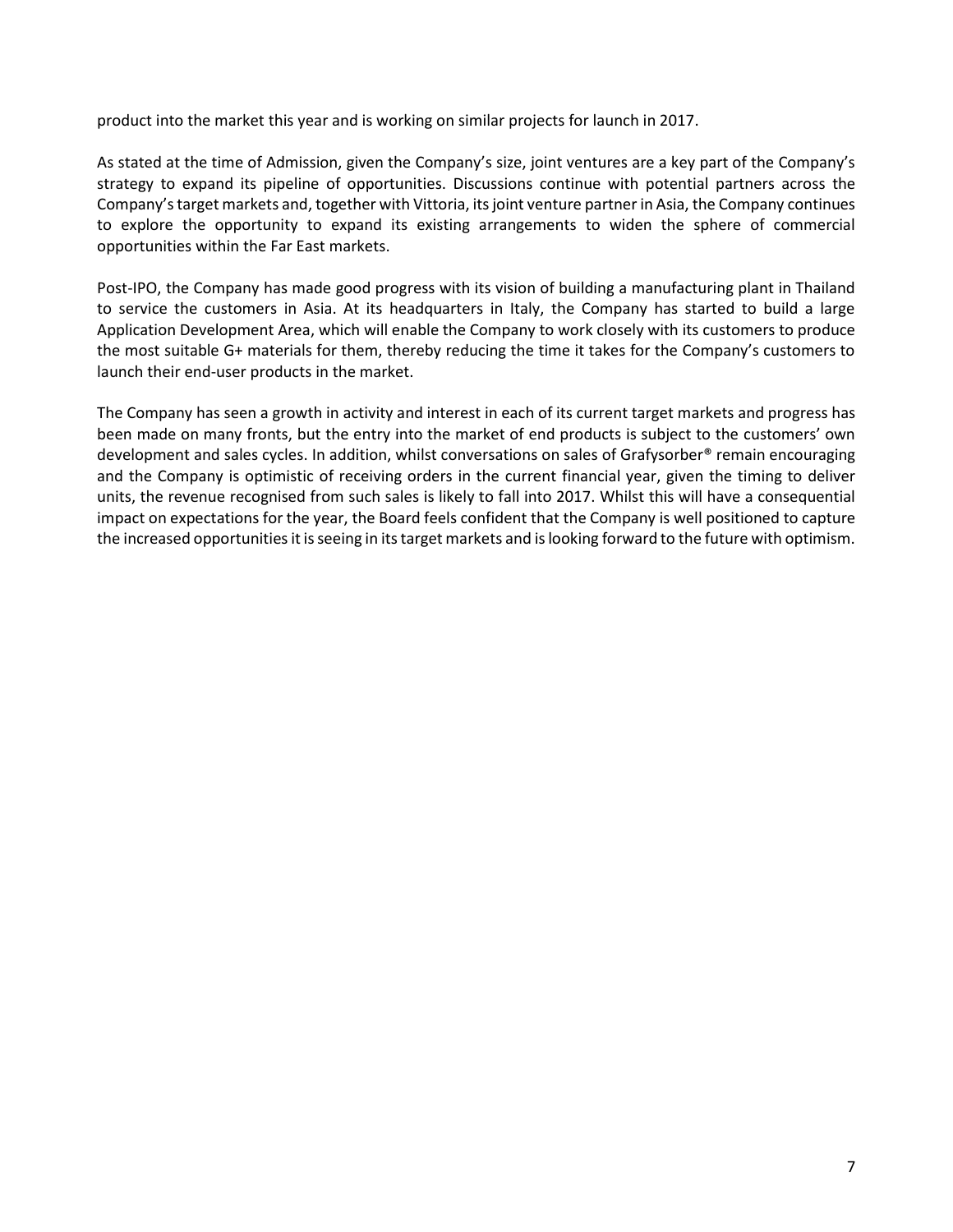product into the market this year and is working on similar projects for launch in 2017.

As stated at the time of Admission, given the Company's size, joint ventures are a key part of the Company's strategy to expand its pipeline of opportunities. Discussions continue with potential partners across the Company's target markets and, together with Vittoria, its joint venture partner in Asia, the Company continues to explore the opportunity to expand its existing arrangements to widen the sphere of commercial opportunities within the Far East markets.

Post-IPO, the Company has made good progress with its vision of building a manufacturing plant in Thailand to service the customers in Asia. At its headquarters in Italy, the Company has started to build a large Application Development Area, which will enable the Company to work closely with its customers to produce the most suitable G+ materials for them, thereby reducing the time it takes for the Company's customers to launch their end-user products in the market.

The Company has seen a growth in activity and interest in each of its current target markets and progress has been made on many fronts, but the entry into the market of end products is subject to the customers' own development and sales cycles. In addition, whilst conversations on sales of Grafysorber® remain encouraging and the Company is optimistic of receiving orders in the current financial year, given the timing to deliver units, the revenue recognised from such sales is likely to fall into 2017. Whilst this will have a consequential impact on expectations for the year, the Board feels confident that the Company is well positioned to capture the increased opportunities it is seeing in its target markets and is looking forward to the future with optimism.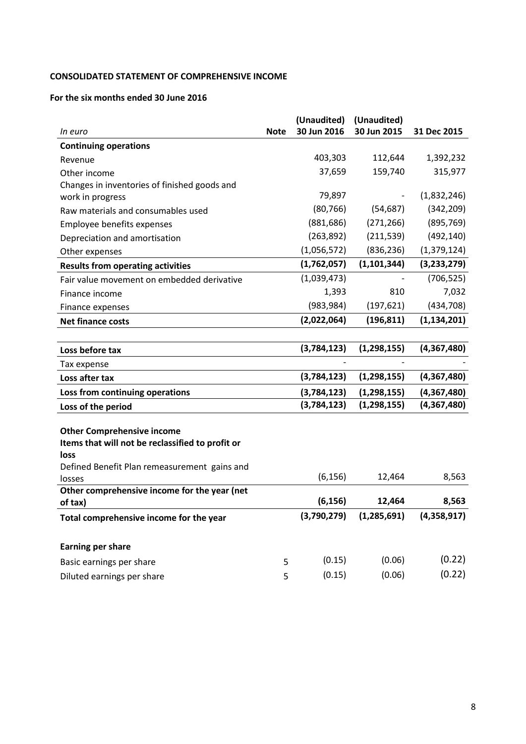**CONSOLIDATED STATEMENT OF COMPREHENSIVE INCOME**

**For the six months ended 30 June 2016**

| *In euro* | **Note** | **(Unaudited) 30 Jun 2016** | **(Unaudited) 30 Jun 2015** | **31 Dec 2015** |
|---|---|---|---|---|
| **Continuing operations** | | | | |
| Revenue | | 403,303 | 112,644 | 1,392,232 |
| Other income | | 37,659 | 159,740 | 315,977 |
| Changes in inventories of finished goods and work in progress | | 79,897 | - | (1,832,246) |
| Raw materials and consumables used | | (80,766) | (54,687) | (342,209) |
| Employee benefits expenses | | (881,686) | (271,266) | (895,769) |
| Depreciation and amortisation | | (263,892) | (211,539) | (492,140) |
| Other expenses | | (1,056,572) | (836,236) | (1,379,124) |
| **Results from operating activities** | | **(1,762,057)** | **(1,101,344)** | **(3,233,279)** |
| Fair value movement on embedded derivative | | (1,039,473) | - | (706,525) |
| Finance income | | 1,393 | 810 | 7,032 |
| Finance expenses | | (983,984) | (197,621) | (434,708) |
| **Net finance costs** | | **(2,022,064)** | **(196,811)** | **(1,134,201)** |
| | | | | |
| **Loss before tax** | | **(3,784,123)** | **(1,298,155)** | **(4,367,480)** |
| Tax expense | | - | - | - |
| **Loss after tax** | | **(3,784,123)** | **(1,298,155)** | **(4,367,480)** |
| **Loss from continuing operations** | | **(3,784,123)** | **(1,298,155)** | **(4,367,480)** |
| **Loss of the period** | | **(3,784,123)** | **(1,298,155)** | **(4,367,480)** |
| | | | | |
| **Other Comprehensive income** | | | | |
| **Items that will not be reclassified to profit or loss** | | | | |
| Defined Benefit Plan remeasurement gains and losses | | (6,156) | 12,464 | 8,563 |
| **Other comprehensive income for the year (net of tax)** | | **(6,156)** | **12,464** | **8,563** |
| **Total comprehensive income for the year** | | **(3,790,279)** | **(1,285,691)** | **(4,358,917)** |
| | | | | |
| **Earning per share** | | | | |
| Basic earnings per share | 5 | (0.15) | (0.06) | (0.22) |
| Diluted earnings per share | 5 | (0.15) | (0.06) | (0.22) |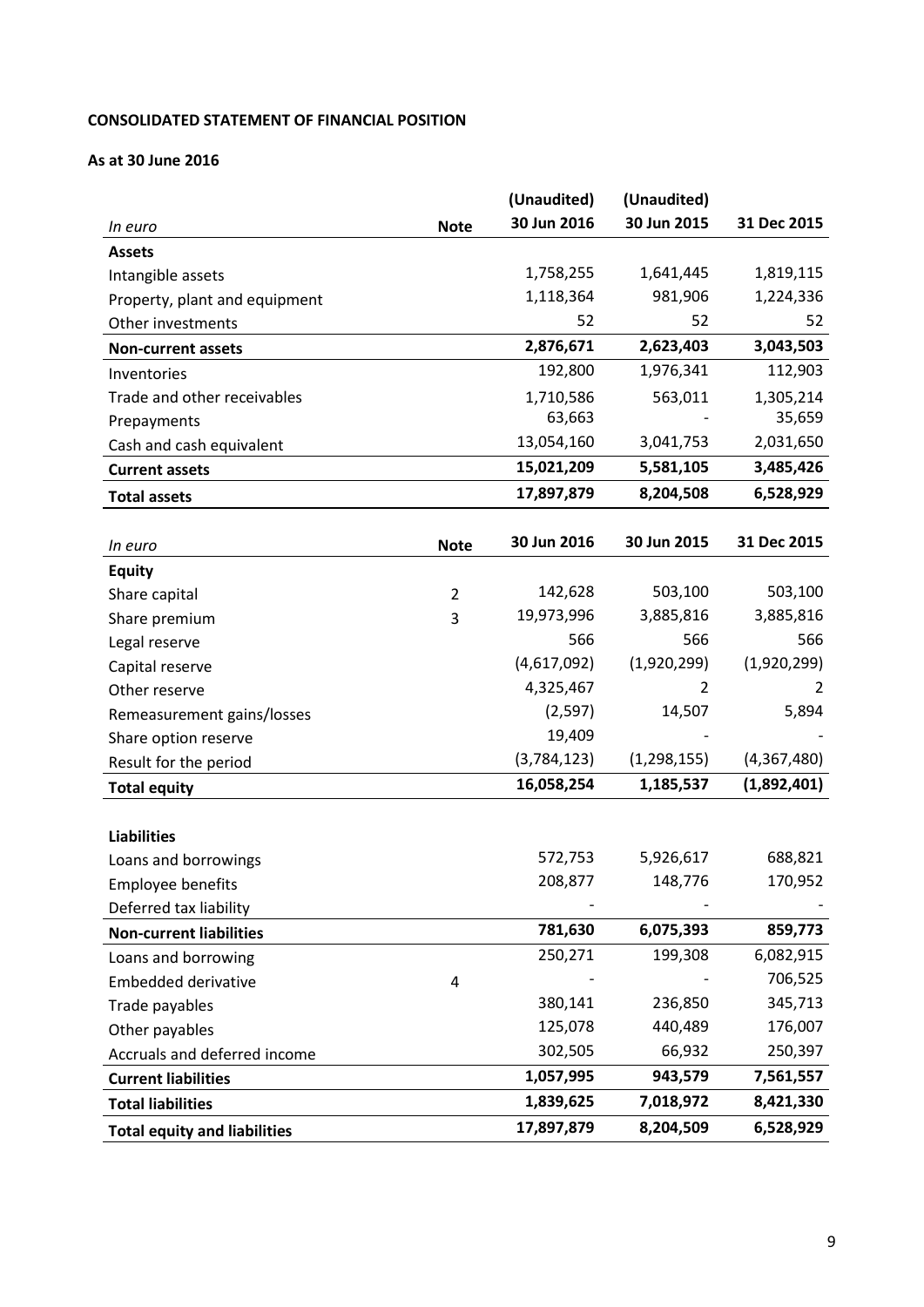**CONSOLIDATED STATEMENT OF FINANCIAL POSITION**

**As at 30 June 2016**

| *In euro* | **Note** | **(Unaudited) 30 Jun 2016** | **(Unaudited) 30 Jun 2015** | **31 Dec 2015** |
|---|---|---|---|---|
| **Assets** | | | | |
| Intangible assets | | 1,758,255 | 1,641,445 | 1,819,115 |
| Property, plant and equipment | | 1,118,364 | 981,906 | 1,224,336 |
| Other investments | | 52 | 52 | 52 |
| **Non-current assets** | | **2,876,671** | **2,623,403** | **3,043,503** |
| Inventories | | 192,800 | 1,976,341 | 112,903 |
| Trade and other receivables | | 1,710,586 | 563,011 | 1,305,214 |
| Prepayments | | 63,663 | - | 35,659 |
| Cash and cash equivalent | | 13,054,160 | 3,041,753 | 2,031,650 |
| **Current assets** | | **15,021,209** | **5,581,105** | **3,485,426** |
| **Total assets** | | **17,897,879** | **8,204,508** | **6,528,929** |

| *In euro* | **Note** | **30 Jun 2016** | **30 Jun 2015** | **31 Dec 2015** |
|---|---|---|---|---|
| **Equity** | | | | |
| Share capital | 2 | 142,628 | 503,100 | 503,100 |
| Share premium | 3 | 19,973,996 | 3,885,816 | 3,885,816 |
| Legal reserve | | 566 | 566 | 566 |
| Capital reserve | | (4,617,092) | (1,920,299) | (1,920,299) |
| Other reserve | | 4,325,467 | 2 | 2 |
| Remeasurement gains/losses | | (2,597) | 14,507 | 5,894 |
| Share option reserve | | 19,409 | - | - |
| Result for the period | | (3,784,123) | (1,298,155) | (4,367,480) |
| **Total equity** | | **16,058,254** | **1,185,537** | **(1,892,401)** |
| | | | | |
| **Liabilities** | | | | |
| Loans and borrowings | | 572,753 | 5,926,617 | 688,821 |
| Employee benefits | | 208,877 | 148,776 | 170,952 |
| Deferred tax liability | | - | - | - |
| **Non-current liabilities** | | **781,630** | **6,075,393** | **859,773** |
| Loans and borrowing | | 250,271 | 199,308 | 6,082,915 |
| Embedded derivative | 4 | - | - | 706,525 |
| Trade payables | | 380,141 | 236,850 | 345,713 |
| Other payables | | 125,078 | 440,489 | 176,007 |
| Accruals and deferred income | | 302,505 | 66,932 | 250,397 |
| **Current liabilities** | | **1,057,995** | **943,579** | **7,561,557** |
| **Total liabilities** | | **1,839,625** | **7,018,972** | **8,421,330** |
| **Total equity and liabilities** | | **17,897,879** | **8,204,509** | **6,528,929** |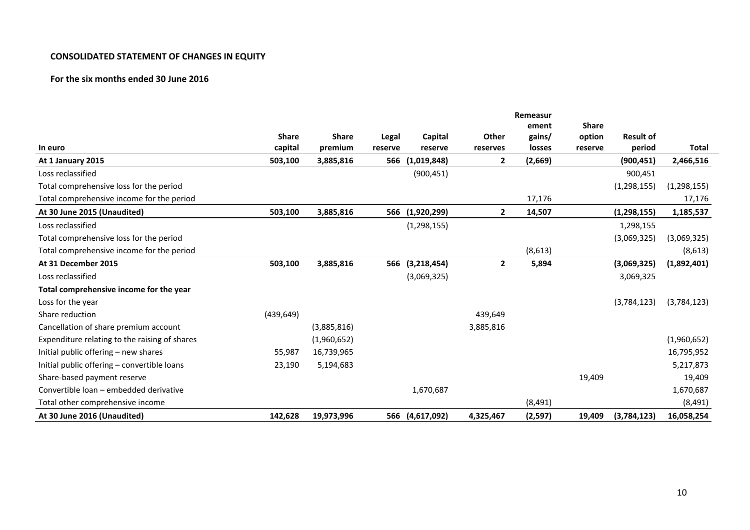**CONSOLIDATED STATEMENT OF CHANGES IN EQUITY**

**For the six months ended 30 June 2016**

| In euro | Share capital | Share premium | Legal reserve | Capital reserve | Other reserves | Remeasurement gains/ losses | Share option reserve | Result of period | Total |
|---|---|---|---|---|---|---|---|---|---|
| **At 1 January 2015** | **503,100** | **3,885,816** | **566** | **(1,019,848)** | **2** | **(2,669)** | | **(900,451)** | **2,466,516** |
| Loss reclassified | | | | (900,451) | | | | 900,451 | |
| Total comprehensive loss for the period | | | | | | | | (1,298,155) | (1,298,155) |
| Total comprehensive income for the period | | | | | | 17,176 | | | 17,176 |
| **At 30 June 2015 (Unaudited)** | **503,100** | **3,885,816** | **566** | **(1,920,299)** | **2** | **14,507** | | **(1,298,155)** | **1,185,537** |
| Loss reclassified | | | | (1,298,155) | | | | 1,298,155 | |
| Total comprehensive loss for the period | | | | | | | | (3,069,325) | (3,069,325) |
| Total comprehensive income for the period | | | | | | (8,613) | | | (8,613) |
| **At 31 December 2015** | **503,100** | **3,885,816** | **566** | **(3,218,454)** | **2** | **5,894** | | **(3,069,325)** | **(1,892,401)** |
| Loss reclassified | | | | (3,069,325) | | | | 3,069,325 | |
| **Total comprehensive income for the year** | | | | | | | | | |
| Loss for the year | | | | | | | | (3,784,123) | (3,784,123) |
| Share reduction | (439,649) | | | | 439,649 | | | | |
| Cancellation of share premium account | | (3,885,816) | | | 3,885,816 | | | | |
| Expenditure relating to the raising of shares | | (1,960,652) | | | | | | | (1,960,652) |
| Initial public offering – new shares | 55,987 | 16,739,965 | | | | | | | 16,795,952 |
| Initial public offering – convertible loans | 23,190 | 5,194,683 | | | | | | | 5,217,873 |
| Share-based payment reserve | | | | | | | 19,409 | | 19,409 |
| Convertible loan – embedded derivative | | | | 1,670,687 | | | | | 1,670,687 |
| Total other comprehensive income | | | | | | (8,491) | | | (8,491) |
| **At 30 June 2016 (Unaudited)** | **142,628** | **19,973,996** | **566** | **(4,617,092)** | **4,325,467** | **(2,597)** | **19,409** | **(3,784,123)** | **16,058,254** |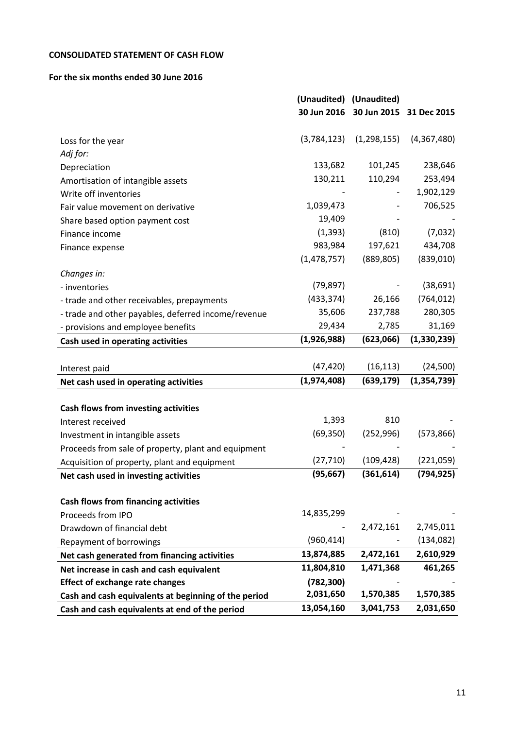**CONSOLIDATED STATEMENT OF CASH FLOW**

**For the six months ended 30 June 2016**

| | (Unaudited) 30 Jun 2016 | (Unaudited) 30 Jun 2015 | 31 Dec 2015 |
|---|---|---|---|
| Loss for the year | (3,784,123) | (1,298,155) | (4,367,480) |
| *Adj for:* | | | |
| Depreciation | 133,682 | 101,245 | 238,646 |
| Amortisation of intangible assets | 130,211 | 110,294 | 253,494 |
| Write off inventories | - | - | 1,902,129 |
| Fair value movement on derivative | 1,039,473 | - | 706,525 |
| Share based option payment cost | 19,409 | - | - |
| Finance income | (1,393) | (810) | (7,032) |
| Finance expense | 983,984 | 197,621 | 434,708 |
| | (1,478,757) | (889,805) | (839,010) |
| *Changes in:* | | | |
| - inventories | (79,897) | - | (38,691) |
| - trade and other receivables, prepayments | (433,374) | 26,166 | (764,012) |
| - trade and other payables, deferred income/revenue | 35,606 | 237,788 | 280,305 |
| - provisions and employee benefits | 29,434 | 2,785 | 31,169 |
| **Cash used in operating activities** | **(1,926,988)** | **(623,066)** | **(1,330,239)** |
| | | | |
| Interest paid | (47,420) | (16,113) | (24,500) |
| **Net cash used in operating activities** | **(1,974,408)** | **(639,179)** | **(1,354,739)** |
| | | | |
| **Cash flows from investing activities** | | | |
| Interest received | 1,393 | 810 | - |
| Investment in intangible assets | (69,350) | (252,996) | (573,866) |
| Proceeds from sale of property, plant and equipment | - | - | - |
| Acquisition of property, plant and equipment | (27,710) | (109,428) | (221,059) |
| **Net cash used in investing activities** | **(95,667)** | **(361,614)** | **(794,925)** |
| | | | |
| **Cash flows from financing activities** | | | |
| Proceeds from IPO | 14,835,299 | - | - |
| Drawdown of financial debt | - | 2,472,161 | 2,745,011 |
| Repayment of borrowings | (960,414) | - | (134,082) |
| **Net cash generated from financing activities** | **13,874,885** | **2,472,161** | **2,610,929** |
| **Net increase in cash and cash equivalent** | **11,804,810** | **1,471,368** | **461,265** |
| **Effect of exchange rate changes** | **(782,300)** | - | - |
| **Cash and cash equivalents at beginning of the period** | **2,031,650** | **1,570,385** | **1,570,385** |
| **Cash and cash equivalents at end of the period** | **13,054,160** | **3,041,753** | **2,031,650** |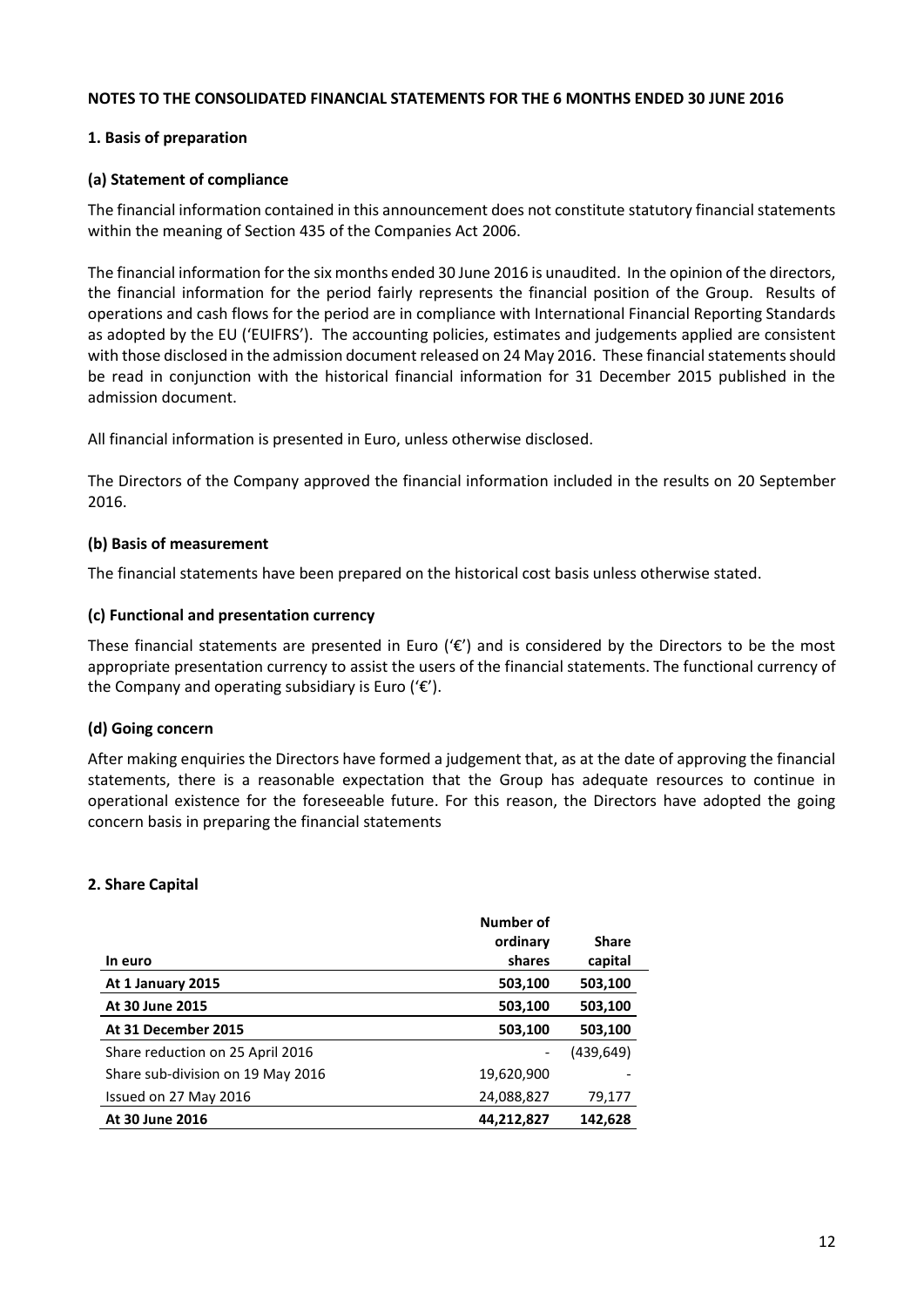**NOTES TO THE CONSOLIDATED FINANCIAL STATEMENTS FOR THE 6 MONTHS ENDED 30 JUNE 2016**

## 1. Basis of preparation

### (a) Statement of compliance

The financial information contained in this announcement does not constitute statutory financial statements within the meaning of Section 435 of the Companies Act 2006.

The financial information for the six months ended 30 June 2016 is unaudited. In the opinion of the directors, the financial information for the period fairly represents the financial position of the Group. Results of operations and cash flows for the period are in compliance with International Financial Reporting Standards as adopted by the EU ('EUIFRS'). The accounting policies, estimates and judgements applied are consistent with those disclosed in the admission document released on 24 May 2016. These financial statements should be read in conjunction with the historical financial information for 31 December 2015 published in the admission document.

All financial information is presented in Euro, unless otherwise disclosed.

The Directors of the Company approved the financial information included in the results on 20 September 2016.

### (b) Basis of measurement

The financial statements have been prepared on the historical cost basis unless otherwise stated.

### (c) Functional and presentation currency

These financial statements are presented in Euro ('€') and is considered by the Directors to be the most appropriate presentation currency to assist the users of the financial statements. The functional currency of the Company and operating subsidiary is Euro ('€').

### (d) Going concern

After making enquiries the Directors have formed a judgement that, as at the date of approving the financial statements, there is a reasonable expectation that the Group has adequate resources to continue in operational existence for the foreseeable future. For this reason, the Directors have adopted the going concern basis in preparing the financial statements

## 2. Share Capital

| In euro | Number of ordinary shares | Share capital |
|---|---|---|
| **At 1 January 2015** | **503,100** | **503,100** |
| **At 30 June 2015** | **503,100** | **503,100** |
| **At 31 December 2015** | **503,100** | **503,100** |
| Share reduction on 25 April 2016 | - | (439,649) |
| Share sub-division on 19 May 2016 | 19,620,900 | - |
| Issued on 27 May 2016 | 24,088,827 | 79,177 |
| **At 30 June 2016** | **44,212,827** | **142,628** |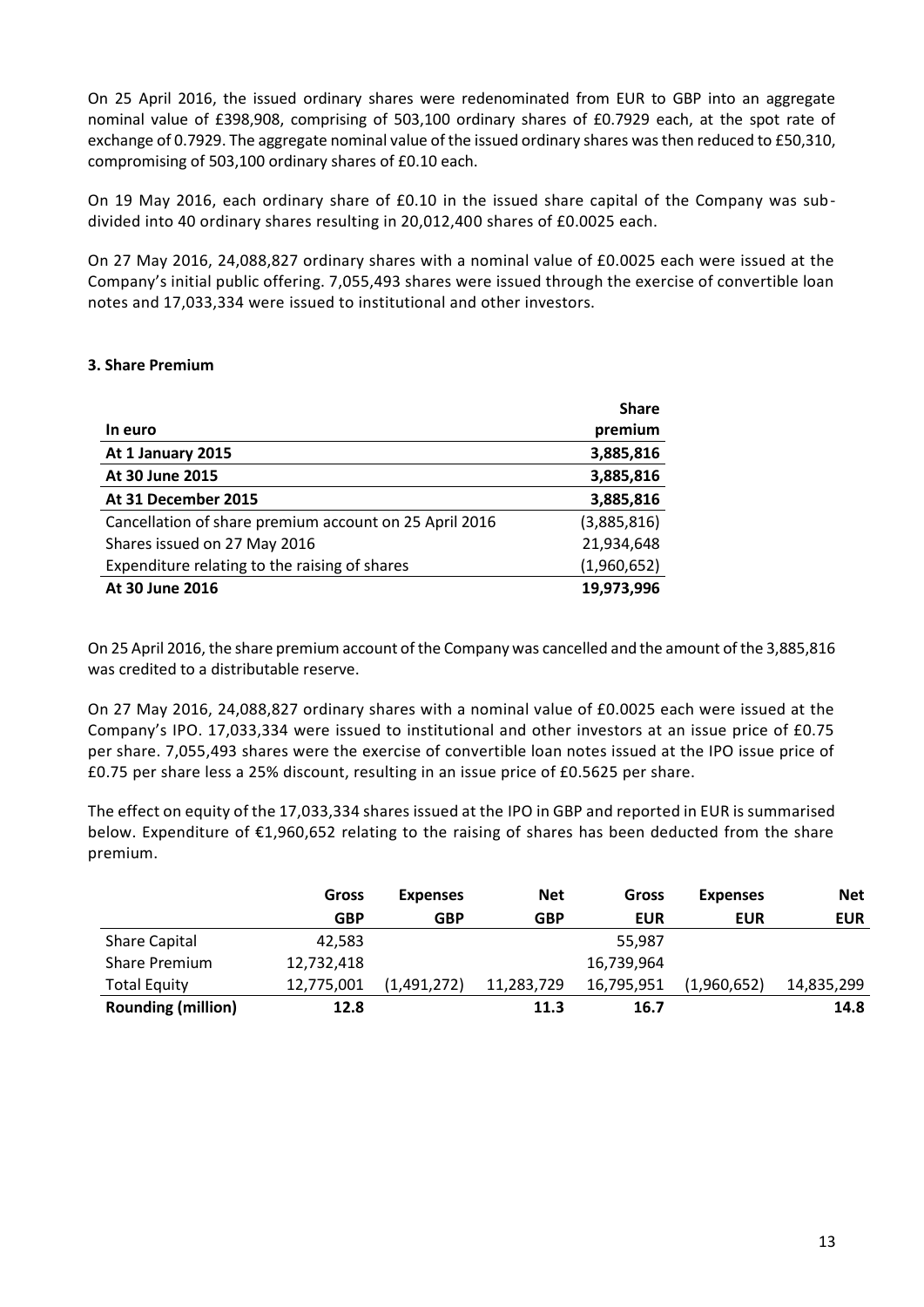On 25 April 2016, the issued ordinary shares were redenominated from EUR to GBP into an aggregate nominal value of £398,908, comprising of 503,100 ordinary shares of £0.7929 each, at the spot rate of exchange of 0.7929. The aggregate nominal value of the issued ordinary shares was then reduced to £50,310, compromising of 503,100 ordinary shares of £0.10 each.

On 19 May 2016, each ordinary share of £0.10 in the issued share capital of the Company was sub-divided into 40 ordinary shares resulting in 20,012,400 shares of £0.0025 each.

On 27 May 2016, 24,088,827 ordinary shares with a nominal value of £0.0025 each were issued at the Company's initial public offering. 7,055,493 shares were issued through the exercise of convertible loan notes and 17,033,334 were issued to institutional and other investors.

### 3. Share Premium

| In euro | Share premium |
|---|---|
| **At 1 January 2015** | **3,885,816** |
| **At 30 June 2015** | **3,885,816** |
| **At 31 December 2015** | **3,885,816** |
| Cancellation of share premium account on 25 April 2016 | (3,885,816) |
| Shares issued on 27 May 2016 | 21,934,648 |
| Expenditure relating to the raising of shares | (1,960,652) |
| **At 30 June 2016** | **19,973,996** |

On 25 April 2016, the share premium account of the Company was cancelled and the amount of the 3,885,816 was credited to a distributable reserve.

On 27 May 2016, 24,088,827 ordinary shares with a nominal value of £0.0025 each were issued at the Company's IPO. 17,033,334 were issued to institutional and other investors at an issue price of £0.75 per share. 7,055,493 shares were the exercise of convertible loan notes issued at the IPO issue price of £0.75 per share less a 25% discount, resulting in an issue price of £0.5625 per share.

The effect on equity of the 17,033,334 shares issued at the IPO in GBP and reported in EUR is summarised below. Expenditure of €1,960,652 relating to the raising of shares has been deducted from the share premium.

| | Gross GBP | Expenses GBP | Net GBP | Gross EUR | Expenses EUR | Net EUR |
|---|---|---|---|---|---|---|
| Share Capital | 42,583 | | | 55,987 | | |
| Share Premium | 12,732,418 | | | 16,739,964 | | |
| Total Equity | 12,775,001 | (1,491,272) | 11,283,729 | 16,795,951 | (1,960,652) | 14,835,299 |
| **Rounding (million)** | **12.8** | | **11.3** | **16.7** | | **14.8** |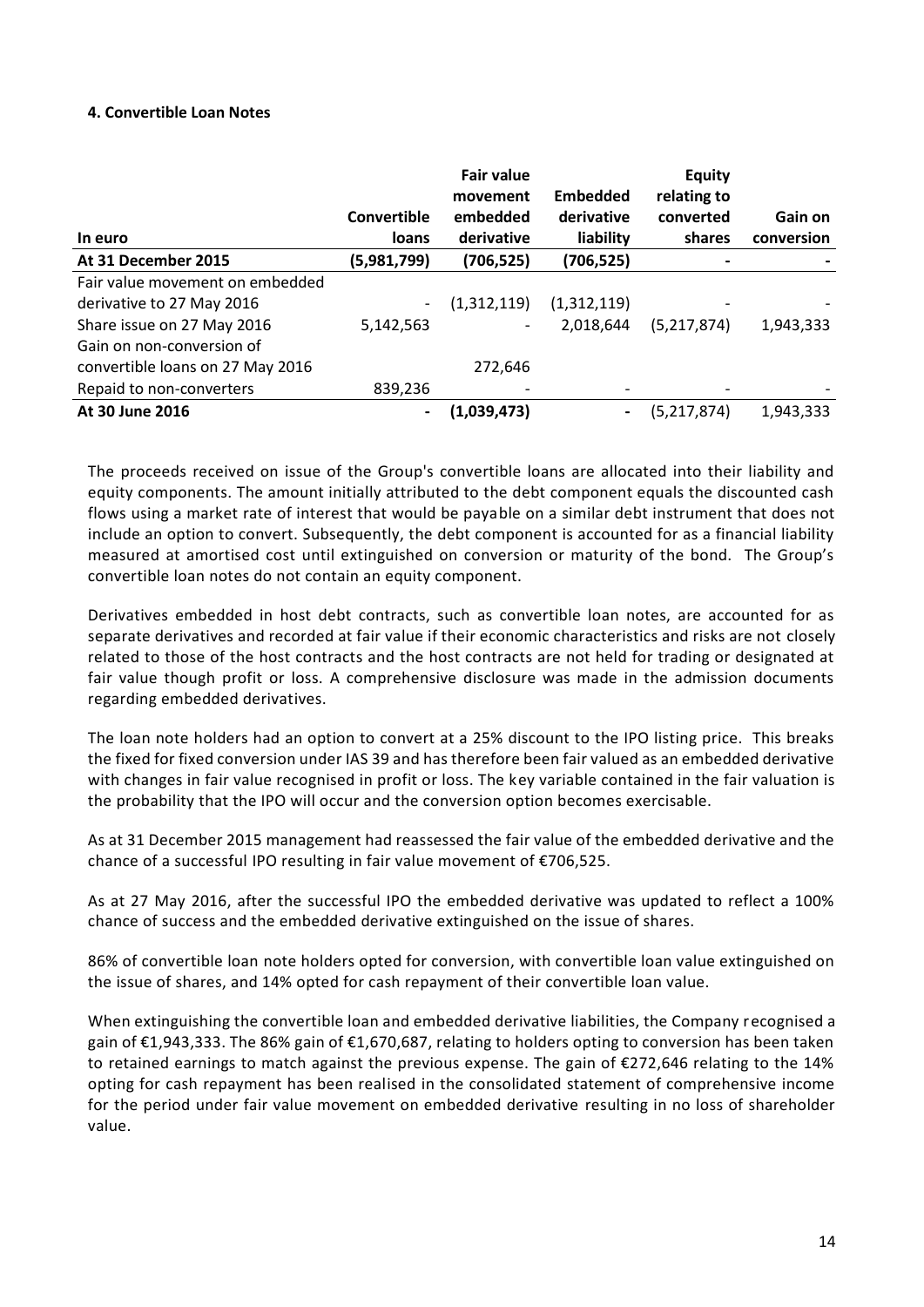#### 4. Convertible Loan Notes

| In euro | Convertible loans | Fair value movement embedded derivative | Embedded derivative liability | Equity relating to converted shares | Gain on conversion |
|---|---|---|---|---|---|
| **At 31 December 2015** | **(5,981,799)** | **(706,525)** | **(706,525)** | **-** | **-** |
| Fair value movement on embedded derivative to 27 May 2016 | - | (1,312,119) | (1,312,119) | - | - |
| Share issue on 27 May 2016 | 5,142,563 | - | 2,018,644 | (5,217,874) | 1,943,333 |
| Gain on non-conversion of convertible loans on 27 May 2016 | | 272,646 | | | |
| Repaid to non-converters | 839,236 | - | - | - | - |
| **At 30 June 2016** | **-** | **(1,039,473)** | **-** | (5,217,874) | 1,943,333 |

The proceeds received on issue of the Group's convertible loans are allocated into their liability and equity components. The amount initially attributed to the debt component equals the discounted cash flows using a market rate of interest that would be payable on a similar debt instrument that does not include an option to convert. Subsequently, the debt component is accounted for as a financial liability measured at amortised cost until extinguished on conversion or maturity of the bond. The Group's convertible loan notes do not contain an equity component.

Derivatives embedded in host debt contracts, such as convertible loan notes, are accounted for as separate derivatives and recorded at fair value if their economic characteristics and risks are not closely related to those of the host contracts and the host contracts are not held for trading or designated at fair value though profit or loss. A comprehensive disclosure was made in the admission documents regarding embedded derivatives.

The loan note holders had an option to convert at a 25% discount to the IPO listing price. This breaks the fixed for fixed conversion under IAS 39 and has therefore been fair valued as an embedded derivative with changes in fair value recognised in profit or loss. The key variable contained in the fair valuation is the probability that the IPO will occur and the conversion option becomes exercisable.

As at 31 December 2015 management had reassessed the fair value of the embedded derivative and the chance of a successful IPO resulting in fair value movement of €706,525.

As at 27 May 2016, after the successful IPO the embedded derivative was updated to reflect a 100% chance of success and the embedded derivative extinguished on the issue of shares.

86% of convertible loan note holders opted for conversion, with convertible loan value extinguished on the issue of shares, and 14% opted for cash repayment of their convertible loan value.

When extinguishing the convertible loan and embedded derivative liabilities, the Company recognised a gain of €1,943,333. The 86% gain of €1,670,687, relating to holders opting to conversion has been taken to retained earnings to match against the previous expense. The gain of €272,646 relating to the 14% opting for cash repayment has been realised in the consolidated statement of comprehensive income for the period under fair value movement on embedded derivative resulting in no loss of shareholder value.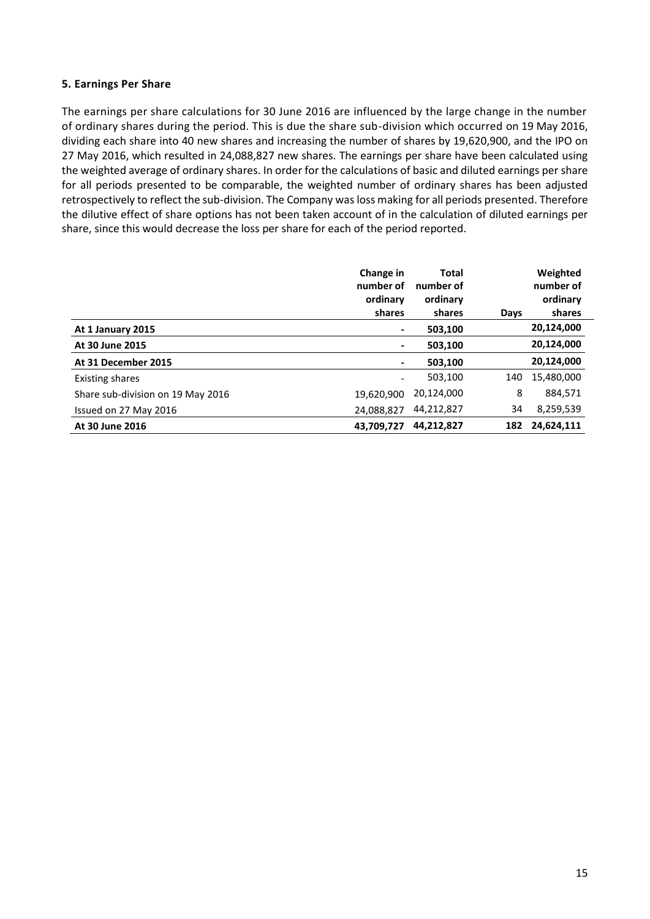### 5. Earnings Per Share

The earnings per share calculations for 30 June 2016 are influenced by the large change in the number of ordinary shares during the period. This is due the share sub-division which occurred on 19 May 2016, dividing each share into 40 new shares and increasing the number of shares by 19,620,900, and the IPO on 27 May 2016, which resulted in 24,088,827 new shares. The earnings per share have been calculated using the weighted average of ordinary shares. In order for the calculations of basic and diluted earnings per share for all periods presented to be comparable, the weighted number of ordinary shares has been adjusted retrospectively to reflect the sub-division. The Company was loss making for all periods presented. Therefore the dilutive effect of share options has not been taken account of in the calculation of diluted earnings per share, since this would decrease the loss per share for each of the period reported.

| | Change in number of ordinary shares | Total number of ordinary shares | Days | Weighted number of ordinary shares |
|---|---|---|---|---|
| **At 1 January 2015** | **-** | **503,100** | | **20,124,000** |
| **At 30 June 2015** | **-** | **503,100** | | **20,124,000** |
| **At 31 December 2015** | **-** | **503,100** | | **20,124,000** |
| Existing shares | - | 503,100 | 140 | 15,480,000 |
| Share sub-division on 19 May 2016 | 19,620,900 | 20,124,000 | 8 | 884,571 |
| Issued on 27 May 2016 | 24,088,827 | 44,212,827 | 34 | 8,259,539 |
| **At 30 June 2016** | **43,709,727** | **44,212,827** | **182** | **24,624,111** |